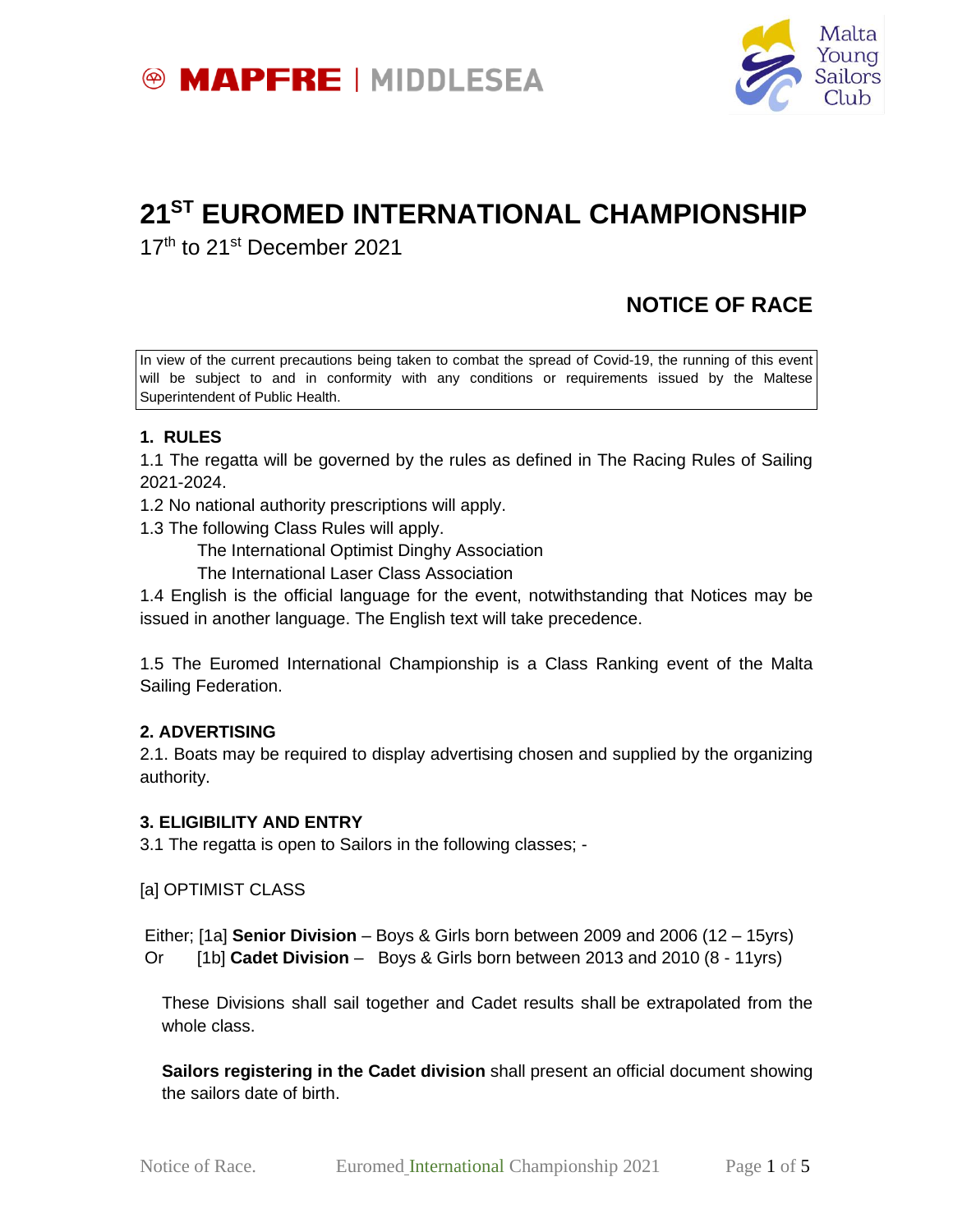# 21ST EUROMED INTERNATIONAL CHAMPIONSHIP

17th to 21st December 2021

## NOTICE OF RACE

In view of the current precautions being taken to combat the spread of Covid-19, the running of this event will be subject to and in conformity with any conditions or requirements issued by the Maltese Superintendent of Public Health.

### 1. RULES

1.1 The regatta will be governed by the rules as defined in The Racing Rules of Sailing 2021-2024.

1.2 No national authority prescriptions will apply.

1.3 The following Class Rules will apply.

The International Optimist Dinghy Association
The International Laser Class Association

1.4 English is the official language for the event, notwithstanding that Notices may be issued in another language. The English text will take precedence.

1.5 The Euromed International Championship is a Class Ranking event of the Malta Sailing Federation.

### 2. ADVERTISING

2.1. Boats may be required to display advertising chosen and supplied by the organizing authority.

### 3. ELIGIBILITY AND ENTRY

3.1 The regatta is open to Sailors in the following classes; -

[a] OPTIMIST CLASS

Either; [1a] **Senior Division** – Boys & Girls born between 2009 and 2006 (12 – 15yrs)
Or [1b] **Cadet Division** – Boys & Girls born between 2013 and 2010 (8 - 11yrs)

These Divisions shall sail together and Cadet results shall be extrapolated from the whole class.

**Sailors registering in the Cadet division** shall present an official document showing the sailors date of birth.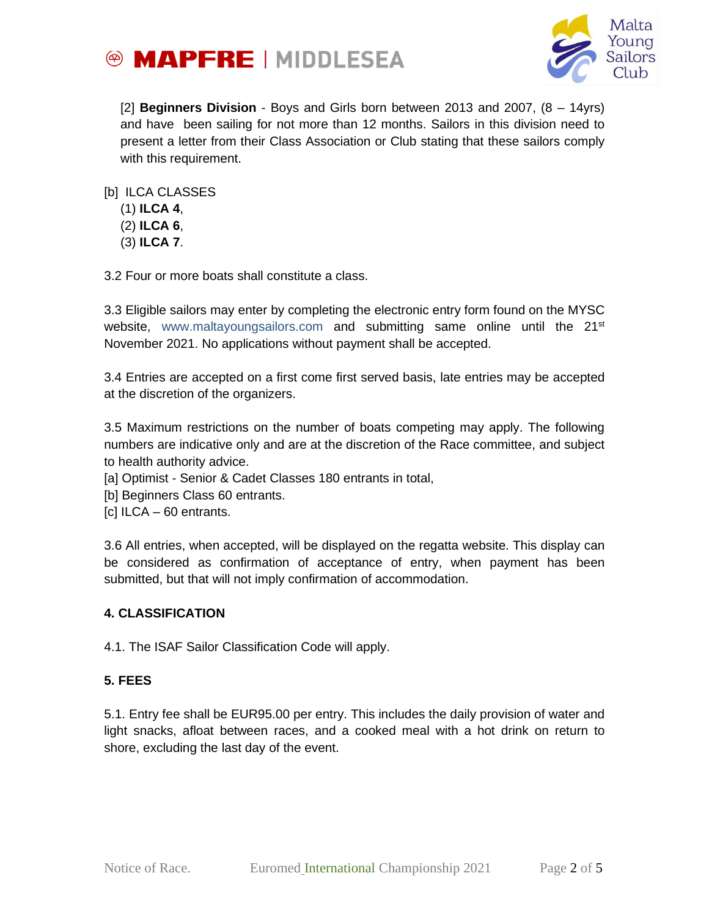[2] **Beginners Division** - Boys and Girls born between 2013 and 2007, (8 – 14yrs) and have been sailing for not more than 12 months. Sailors in this division need to present a letter from their Class Association or Club stating that these sailors comply with this requirement.

[b] ILCA CLASSES
(1) **ILCA 4**,
(2) **ILCA 6**,
(3) **ILCA 7**.

3.2 Four or more boats shall constitute a class.

3.3 Eligible sailors may enter by completing the electronic entry form found on the MYSC website, www.maltayoungsailors.com and submitting same online until the 21st November 2021. No applications without payment shall be accepted.

3.4 Entries are accepted on a first come first served basis, late entries may be accepted at the discretion of the organizers.

3.5 Maximum restrictions on the number of boats competing may apply. The following numbers are indicative only and are at the discretion of the Race committee, and subject to health authority advice.
[a] Optimist - Senior & Cadet Classes 180 entrants in total,
[b] Beginners Class 60 entrants.
[c] ILCA – 60 entrants.

3.6 All entries, when accepted, will be displayed on the regatta website. This display can be considered as confirmation of acceptance of entry, when payment has been submitted, but that will not imply confirmation of accommodation.

**4. CLASSIFICATION**

4.1. The ISAF Sailor Classification Code will apply.

**5. FEES**

5.1. Entry fee shall be EUR95.00 per entry. This includes the daily provision of water and light snacks, afloat between races, and a cooked meal with a hot drink on return to shore, excluding the last day of the event.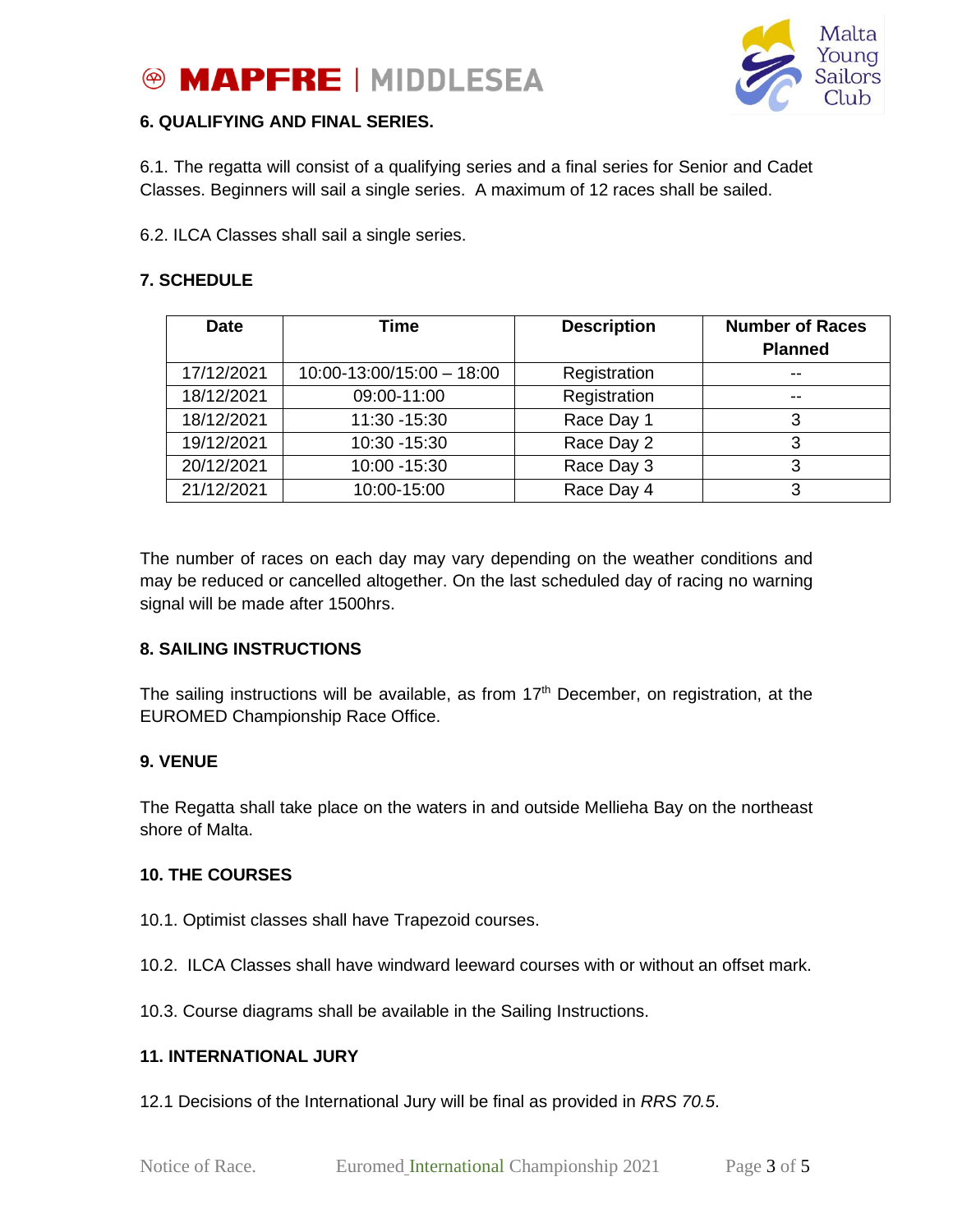## 6. QUALIFYING AND FINAL SERIES.

6.1. The regatta will consist of a qualifying series and a final series for Senior and Cadet Classes. Beginners will sail a single series. A maximum of 12 races shall be sailed.

6.2. ILCA Classes shall sail a single series.

## 7. SCHEDULE

| Date | Time | Description | Number of Races Planned |
|---|---|---|---|
| 17/12/2021 | 10:00-13:00/15:00 – 18:00 | Registration | -- |
| 18/12/2021 | 09:00-11:00 | Registration | -- |
| 18/12/2021 | 11:30 -15:30 | Race Day 1 | 3 |
| 19/12/2021 | 10:30 -15:30 | Race Day 2 | 3 |
| 20/12/2021 | 10:00 -15:30 | Race Day 3 | 3 |
| 21/12/2021 | 10:00-15:00 | Race Day 4 | 3 |

The number of races on each day may vary depending on the weather conditions and may be reduced or cancelled altogether. On the last scheduled day of racing no warning signal will be made after 1500hrs.

## 8. SAILING INSTRUCTIONS

The sailing instructions will be available, as from 17th December, on registration, at the EUROMED Championship Race Office.

## 9. VENUE

The Regatta shall take place on the waters in and outside Mellieha Bay on the northeast shore of Malta.

## 10. THE COURSES

10.1. Optimist classes shall have Trapezoid courses.

10.2. ILCA Classes shall have windward leeward courses with or without an offset mark.

10.3. Course diagrams shall be available in the Sailing Instructions.

## 11. INTERNATIONAL JURY

12.1 Decisions of the International Jury will be final as provided in *RRS 70.5*.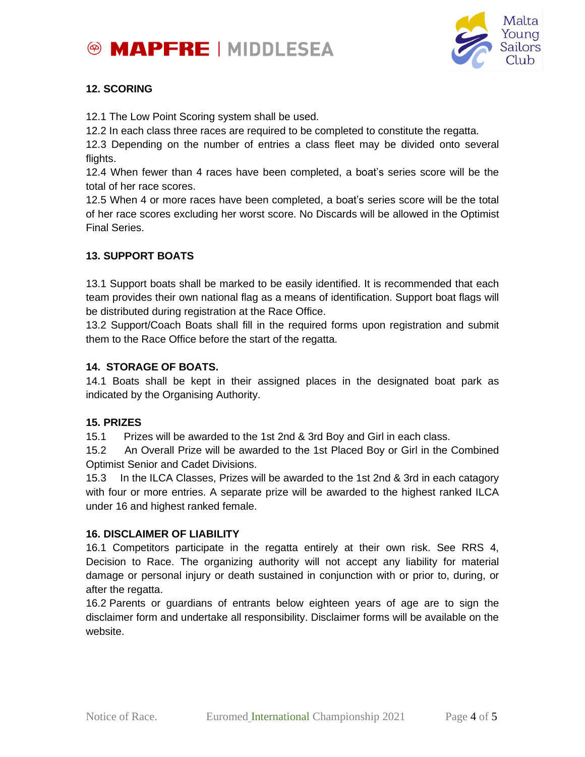## 12. SCORING

12.1 The Low Point Scoring system shall be used.
12.2 In each class three races are required to be completed to constitute the regatta.
12.3 Depending on the number of entries a class fleet may be divided onto several flights.
12.4 When fewer than 4 races have been completed, a boat's series score will be the total of her race scores.
12.5 When 4 or more races have been completed, a boat's series score will be the total of her race scores excluding her worst score. No Discards will be allowed in the Optimist Final Series.

## 13. SUPPORT BOATS

13.1 Support boats shall be marked to be easily identified. It is recommended that each team provides their own national flag as a means of identification. Support boat flags will be distributed during registration at the Race Office.
13.2 Support/Coach Boats shall fill in the required forms upon registration and submit them to the Race Office before the start of the regatta.

## 14. STORAGE OF BOATS.

14.1 Boats shall be kept in their assigned places in the designated boat park as indicated by the Organising Authority.

## 15. PRIZES

15.1 Prizes will be awarded to the 1st 2nd & 3rd Boy and Girl in each class.
15.2 An Overall Prize will be awarded to the 1st Placed Boy or Girl in the Combined Optimist Senior and Cadet Divisions.
15.3 In the ILCA Classes, Prizes will be awarded to the 1st 2nd & 3rd in each catagory with four or more entries. A separate prize will be awarded to the highest ranked ILCA under 16 and highest ranked female.

## 16. DISCLAIMER OF LIABILITY

16.1 Competitors participate in the regatta entirely at their own risk. See RRS 4, Decision to Race. The organizing authority will not accept any liability for material damage or personal injury or death sustained in conjunction with or prior to, during, or after the regatta.
16.2 Parents or guardians of entrants below eighteen years of age are to sign the disclaimer form and undertake all responsibility. Disclaimer forms will be available on the website.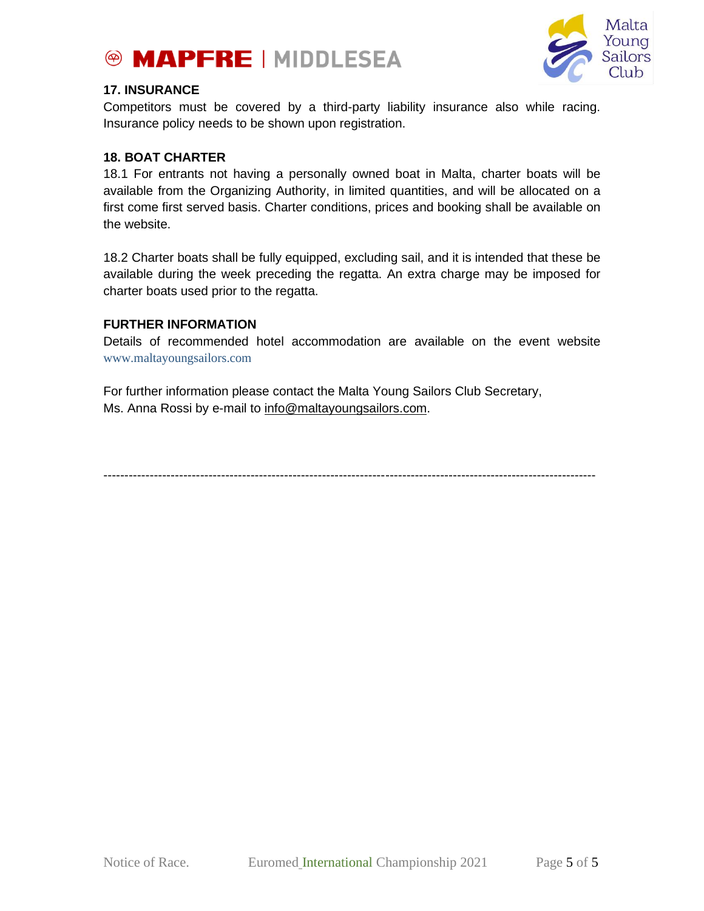## 17. INSURANCE

Competitors must be covered by a third-party liability insurance also while racing. Insurance policy needs to be shown upon registration.

## 18. BOAT CHARTER

18.1 For entrants not having a personally owned boat in Malta, charter boats will be available from the Organizing Authority, in limited quantities, and will be allocated on a first come first served basis. Charter conditions, prices and booking shall be available on the website.

18.2 Charter boats shall be fully equipped, excluding sail, and it is intended that these be available during the week preceding the regatta. An extra charge may be imposed for charter boats used prior to the regatta.

## FURTHER INFORMATION

Details of recommended hotel accommodation are available on the event website www.maltayoungsailors.com

For further information please contact the Malta Young Sailors Club Secretary,
Ms. Anna Rossi by e-mail to info@maltayoungsailors.com.

---